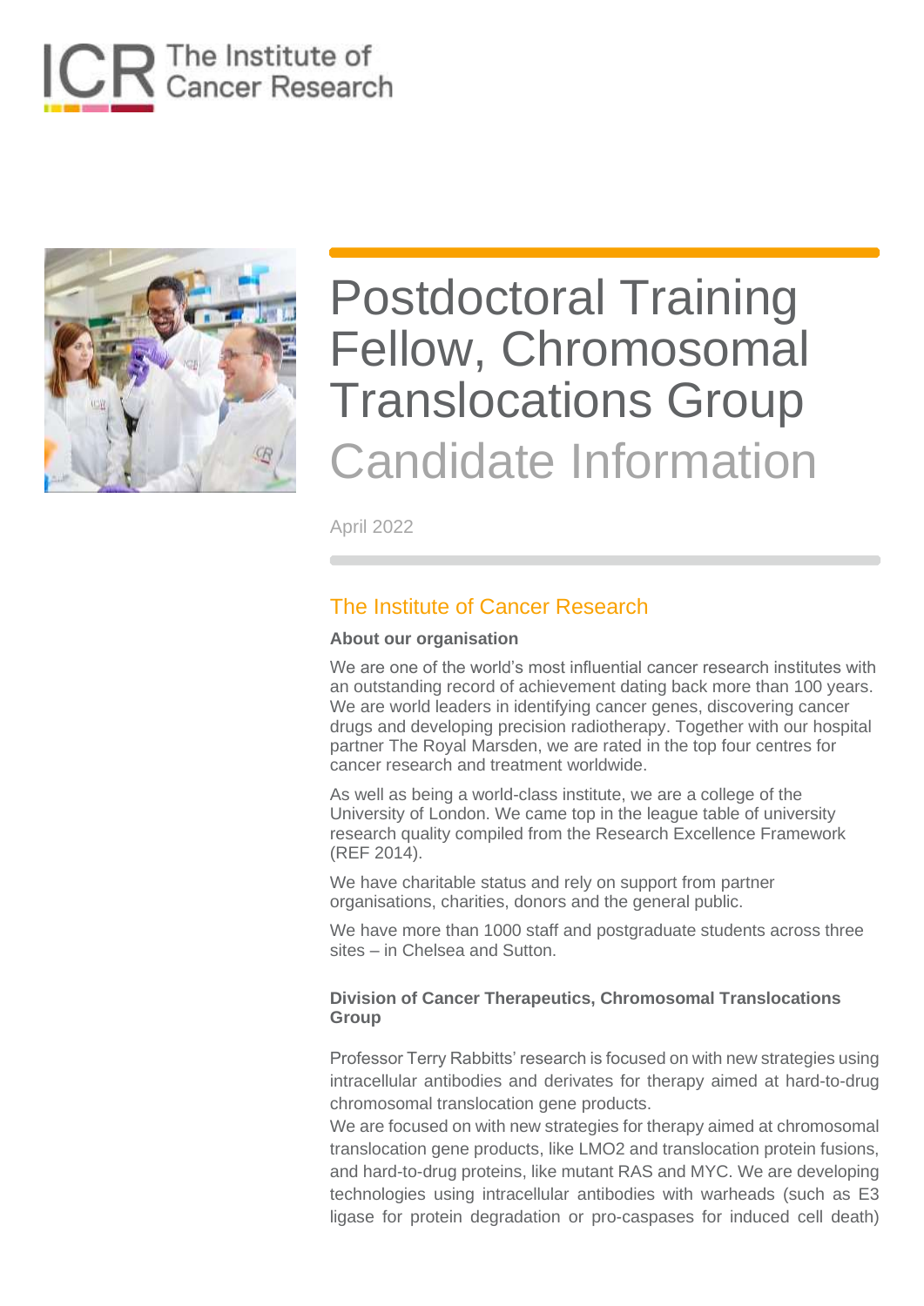# Postdoctoral Training Fellow, Chromosomal Translocations Group

## Candidate Information

April 2022

## The Institute of Cancer Research

### About our organisation

We are one of the world's most influential cancer research institutes with an outstanding record of achievement dating back more than 100 years. We are world leaders in identifying cancer genes, discovering cancer drugs and developing precision radiotherapy. Together with our hospital partner The Royal Marsden, we are rated in the top four centres for cancer research and treatment worldwide.

As well as being a world-class institute, we are a college of the University of London. We came top in the league table of university research quality compiled from the Research Excellence Framework (REF 2014).

We have charitable status and rely on support from partner organisations, charities, donors and the general public.

We have more than 1000 staff and postgraduate students across three sites – in Chelsea and Sutton.

### Division of Cancer Therapeutics, Chromosomal Translocations Group

Professor Terry Rabbitts' research is focused on with new strategies using intracellular antibodies and derivates for therapy aimed at hard-to-drug chromosomal translocation gene products.

We are focused on with new strategies for therapy aimed at chromosomal translocation gene products, like LMO2 and translocation protein fusions, and hard-to-drug proteins, like mutant RAS and MYC. We are developing technologies using intracellular antibodies with warheads (such as E3 ligase for protein degradation or pro-caspases for induced cell death)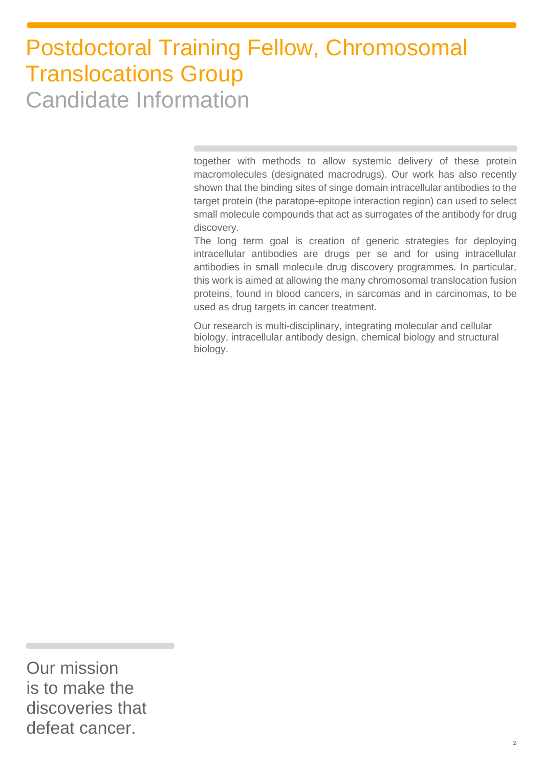# Postdoctoral Training Fellow, Chromosomal Translocations Group

## Candidate Information

together with methods to allow systemic delivery of these protein macromolecules (designated macrodrugs). Our work has also recently shown that the binding sites of singe domain intracellular antibodies to the target protein (the paratope-epitope interaction region) can used to select small molecule compounds that act as surrogates of the antibody for drug discovery.

The long term goal is creation of generic strategies for deploying intracellular antibodies are drugs per se and for using intracellular antibodies in small molecule drug discovery programmes. In particular, this work is aimed at allowing the many chromosomal translocation fusion proteins, found in blood cancers, in sarcomas and in carcinomas, to be used as drug targets in cancer treatment.

Our research is multi-disciplinary, integrating molecular and cellular biology, intracellular antibody design, chemical biology and structural biology.

Our mission is to make the discoveries that defeat cancer.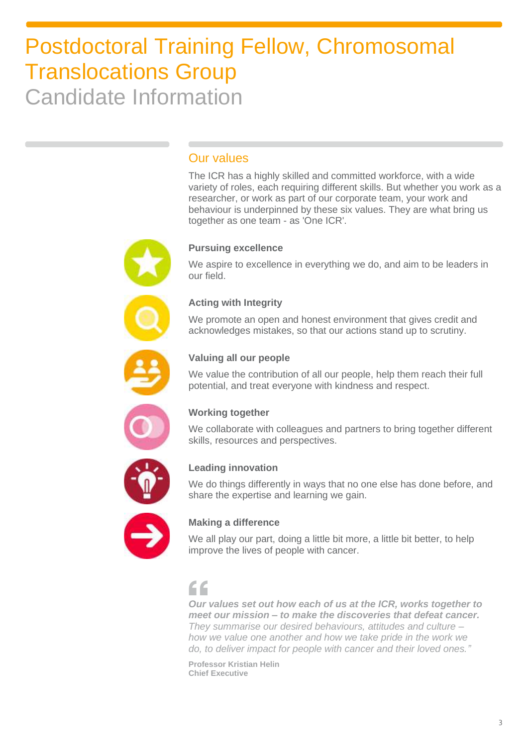# Postdoctoral Training Fellow, Chromosomal Translocations Group

Candidate Information

## Our values

The ICR has a highly skilled and committed workforce, with a wide variety of roles, each requiring different skills. But whether you work as a researcher, or work as part of our corporate team, your work and behaviour is underpinned by these six values. They are what bring us together as one team - as 'One ICR'.

**Pursuing excellence**

We aspire to excellence in everything we do, and aim to be leaders in our field.

**Acting with Integrity**

We promote an open and honest environment that gives credit and acknowledges mistakes, so that our actions stand up to scrutiny.

**Valuing all our people**

We value the contribution of all our people, help them reach their full potential, and treat everyone with kindness and respect.

**Working together**

We collaborate with colleagues and partners to bring together different skills, resources and perspectives.

**Leading innovation**

We do things differently in ways that no one else has done before, and share the expertise and learning we gain.

**Making a difference**

We all play our part, doing a little bit more, a little bit better, to help improve the lives of people with cancer.

> ***Our values set out how each of us at the ICR, works together to meet our mission – to make the discoveries that defeat cancer.*** *They summarise our desired behaviours, attitudes and culture – how we value one another and how we take pride in the work we do, to deliver impact for people with cancer and their loved ones."*

**Professor Kristian Helin**
**Chief Executive**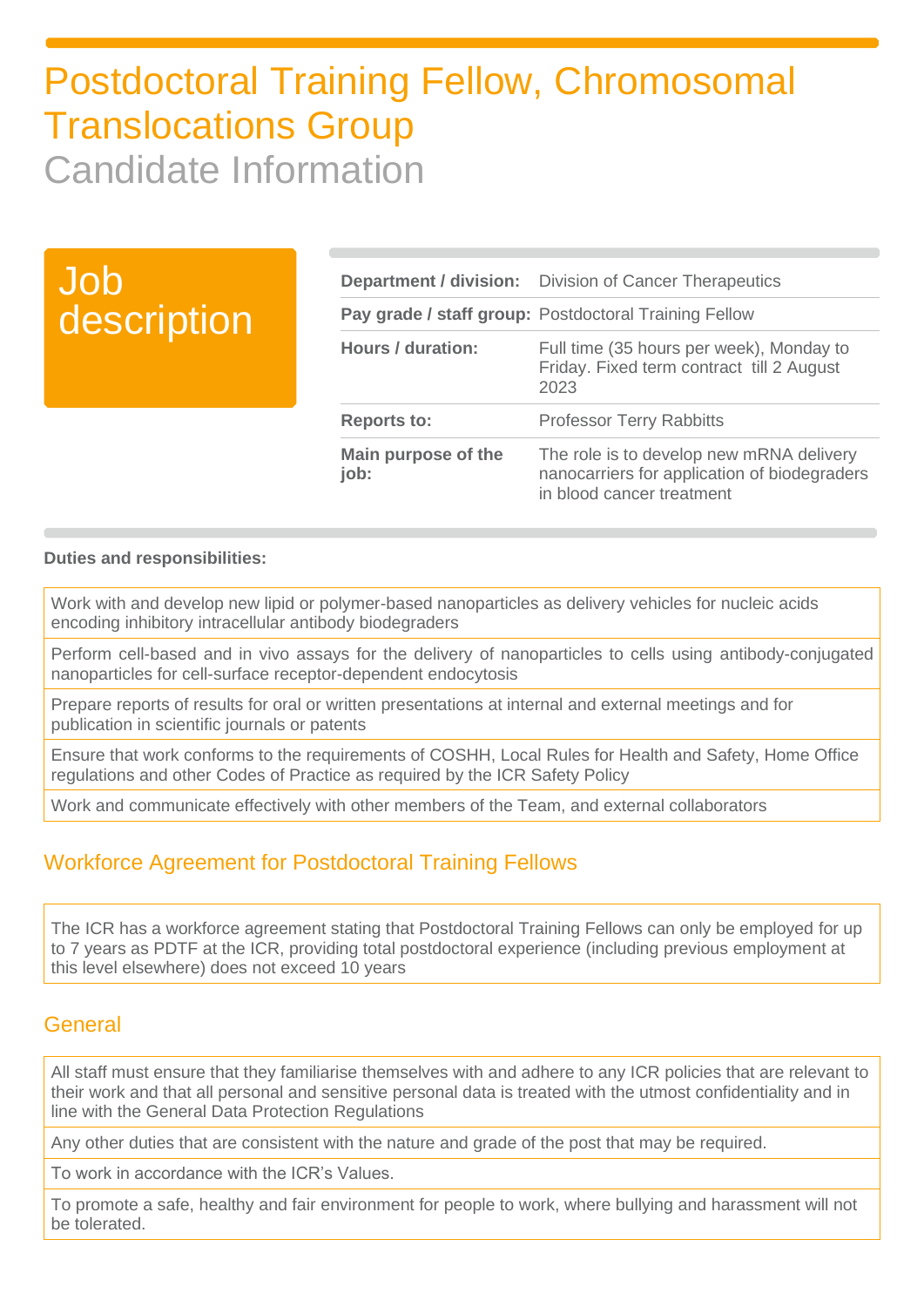# Postdoctoral Training Fellow, Chromosomal Translocations Group

## Candidate Information

## Job description

| | |
|---|---|
| **Department / division:** | Division of Cancer Therapeutics |
| **Pay grade / staff group:** | Postdoctoral Training Fellow |
| **Hours / duration:** | Full time (35 hours per week), Monday to Friday. Fixed term contract till 2 August 2023 |
| **Reports to:** | Professor Terry Rabbitts |
| **Main purpose of the job:** | The role is to develop new mRNA delivery nanocarriers for application of biodegraders in blood cancer treatment |

**Duties and responsibilities:**

- Work with and develop new lipid or polymer-based nanoparticles as delivery vehicles for nucleic acids encoding inhibitory intracellular antibody biodegraders
- Perform cell-based and in vivo assays for the delivery of nanoparticles to cells using antibody-conjugated nanoparticles for cell-surface receptor-dependent endocytosis
- Prepare reports of results for oral or written presentations at internal and external meetings and for publication in scientific journals or patents
- Ensure that work conforms to the requirements of COSHH, Local Rules for Health and Safety, Home Office regulations and other Codes of Practice as required by the ICR Safety Policy
- Work and communicate effectively with other members of the Team, and external collaborators

## Workforce Agreement for Postdoctoral Training Fellows

The ICR has a workforce agreement stating that Postdoctoral Training Fellows can only be employed for up to 7 years as PDTF at the ICR, providing total postdoctoral experience (including previous employment at this level elsewhere) does not exceed 10 years

## General

- All staff must ensure that they familiarise themselves with and adhere to any ICR policies that are relevant to their work and that all personal and sensitive personal data is treated with the utmost confidentiality and in line with the General Data Protection Regulations
- Any other duties that are consistent with the nature and grade of the post that may be required.
- To work in accordance with the ICR's Values.
- To promote a safe, healthy and fair environment for people to work, where bullying and harassment will not be tolerated.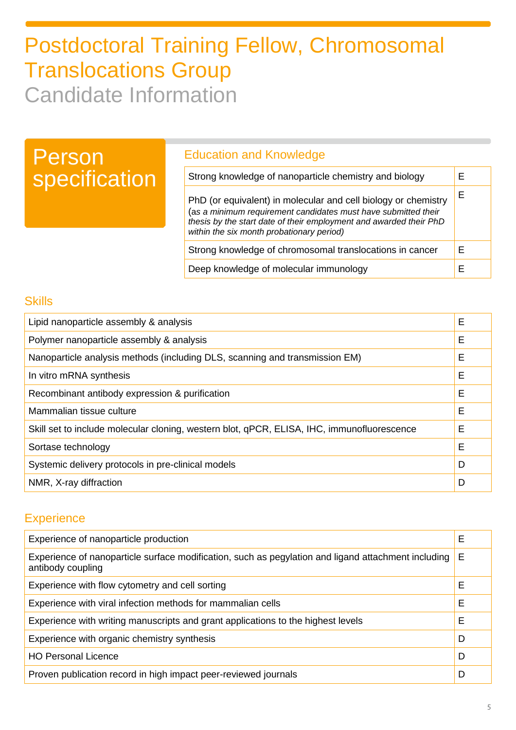# Postdoctoral Training Fellow, Chromosomal Translocations Group

## Candidate Information

## Person specification

### Education and Knowledge

| | |
|---|---|
| Strong knowledge of nanoparticle chemistry and biology | E |
| PhD (or equivalent) in molecular and cell biology or chemistry (*as a minimum requirement candidates must have submitted their thesis by the start date of their employment and awarded their PhD within the six month probationary period)* | E |
| Strong knowledge of chromosomal translocations in cancer | E |
| Deep knowledge of molecular immunology | E |

### Skills

| | |
|---|---|
| Lipid nanoparticle assembly & analysis | E |
| Polymer nanoparticle assembly & analysis | E |
| Nanoparticle analysis methods (including DLS, scanning and transmission EM) | E |
| In vitro mRNA synthesis | E |
| Recombinant antibody expression & purification | E |
| Mammalian tissue culture | E |
| Skill set to include molecular cloning, western blot, qPCR, ELISA, IHC, immunofluorescence | E |
| Sortase technology | E |
| Systemic delivery protocols in pre-clinical models | D |
| NMR, X-ray diffraction | D |

### Experience

| | |
|---|---|
| Experience of nanoparticle production | E |
| Experience of nanoparticle surface modification, such as pegylation and ligand attachment including antibody coupling | E |
| Experience with flow cytometry and cell sorting | E |
| Experience with viral infection methods for mammalian cells | E |
| Experience with writing manuscripts and grant applications to the highest levels | E |
| Experience with organic chemistry synthesis | D |
| HO Personal Licence | D |
| Proven publication record in high impact peer-reviewed journals | D |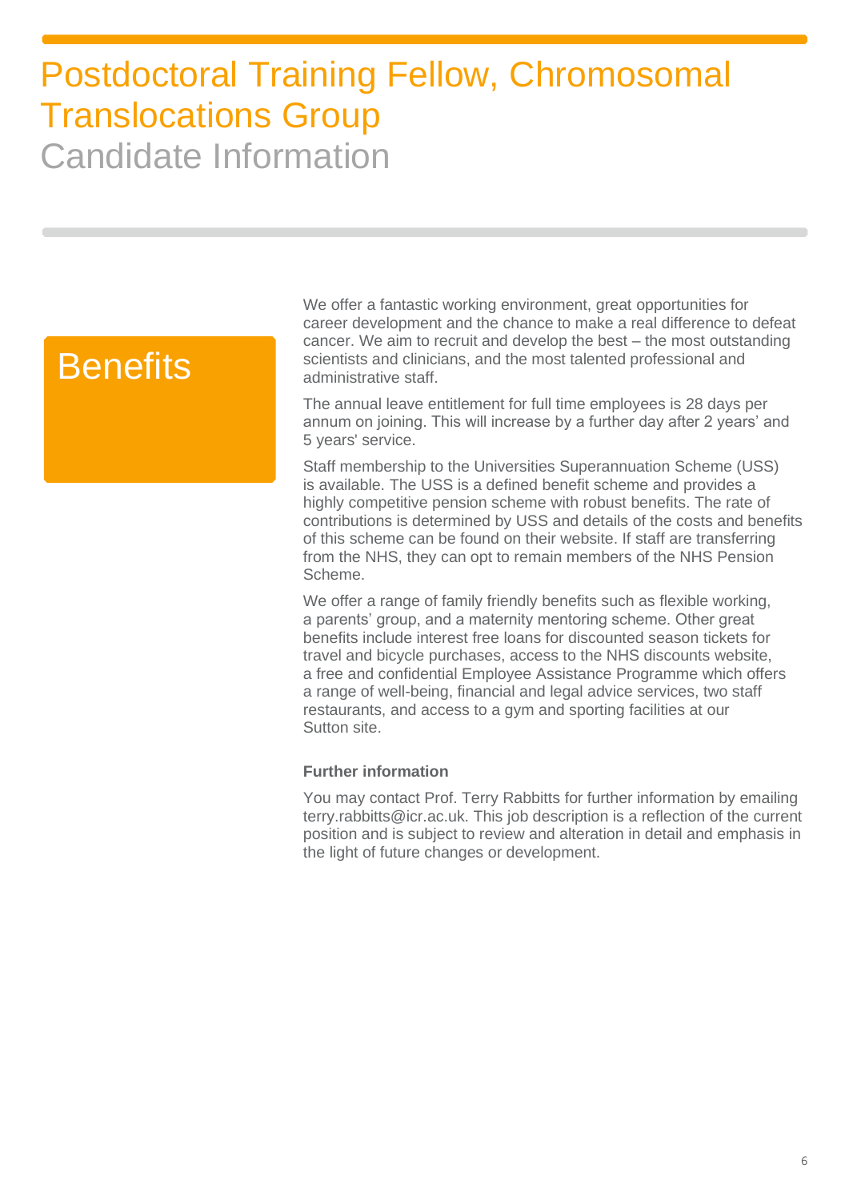# Postdoctoral Training Fellow, Chromosomal Translocations Group

## Candidate Information

## Benefits

We offer a fantastic working environment, great opportunities for career development and the chance to make a real difference to defeat cancer. We aim to recruit and develop the best – the most outstanding scientists and clinicians, and the most talented professional and administrative staff.

The annual leave entitlement for full time employees is 28 days per annum on joining. This will increase by a further day after 2 years' and 5 years' service.

Staff membership to the Universities Superannuation Scheme (USS) is available. The USS is a defined benefit scheme and provides a highly competitive pension scheme with robust benefits. The rate of contributions is determined by USS and details of the costs and benefits of this scheme can be found on their website. If staff are transferring from the NHS, they can opt to remain members of the NHS Pension Scheme.

We offer a range of family friendly benefits such as flexible working, a parents' group, and a maternity mentoring scheme. Other great benefits include interest free loans for discounted season tickets for travel and bicycle purchases, access to the NHS discounts website, a free and confidential Employee Assistance Programme which offers a range of well-being, financial and legal advice services, two staff restaurants, and access to a gym and sporting facilities at our Sutton site.

**Further information**

You may contact Prof. Terry Rabbitts for further information by emailing terry.rabbitts@icr.ac.uk. This job description is a reflection of the current position and is subject to review and alteration in detail and emphasis in the light of future changes or development.